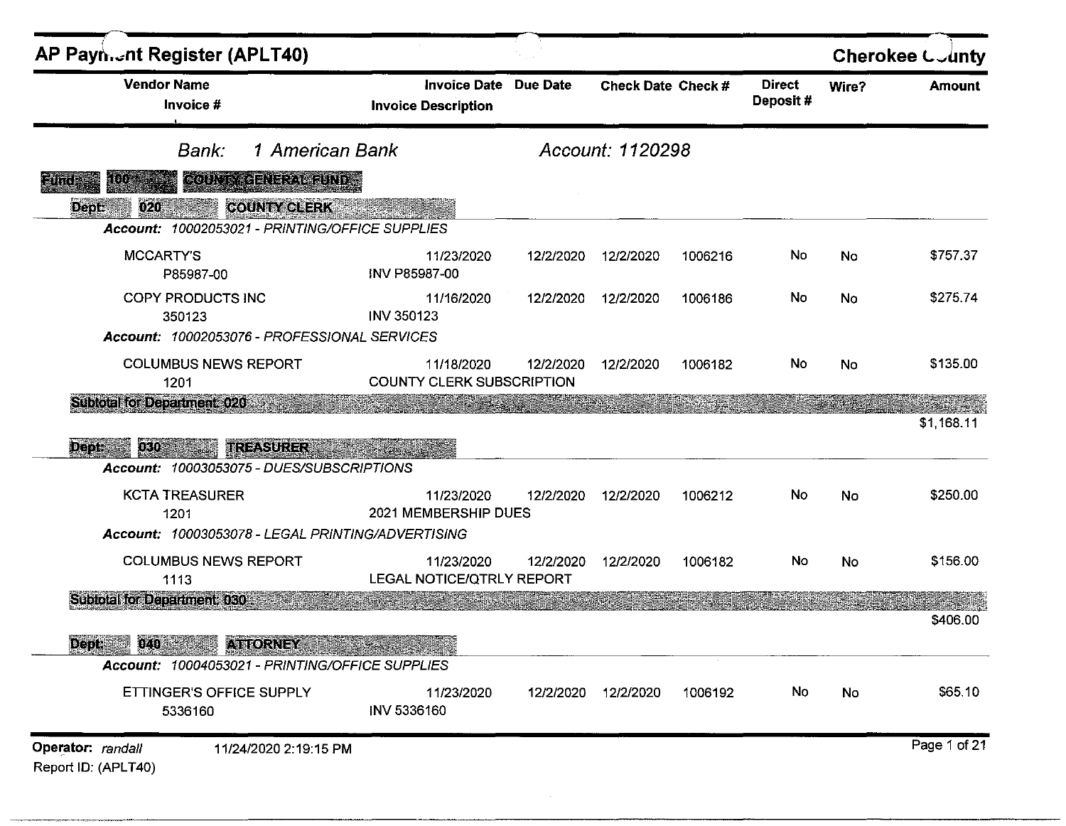# AP Payment Register (APLT40)

**Cherokee County**

**Bank:** 1 American Bank **Account:** 1120298

**Fund:** 100 COUNTY GENERAL FUND

**Dept:** 020 COUNTY CLERK

| Vendor Name / Invoice # | Invoice Date / Invoice Description | Due Date | Check Date | Check # | Direct Deposit # | Wire? | Amount |
|---|---|---|---|---|---|---|---|
| ***Account: 10002053021 - PRINTING/OFFICE SUPPLIES*** | | | | | | | |
| MCCARTY'S<br>P85987-00 | 11/23/2020<br>INV P85987-00 | 12/2/2020 | 12/2/2020 | 1006216 | No | No | $757.37 |
| COPY PRODUCTS INC<br>350123 | 11/16/2020<br>INV 350123 | 12/2/2020 | 12/2/2020 | 1006186 | No | No | $275.74 |
| ***Account: 10002053076 - PROFESSIONAL SERVICES*** | | | | | | | |
| COLUMBUS NEWS REPORT<br>1201 | 11/18/2020<br>COUNTY CLERK SUBSCRIPTION | 12/2/2020 | 12/2/2020 | 1006182 | No | No | $135.00 |
| **Subtotal for Department: 020** | | | | | | | $1,168.11 |

**Dept:** 030 TREASURER

| Vendor Name / Invoice # | Invoice Date / Invoice Description | Due Date | Check Date | Check # | Direct Deposit # | Wire? | Amount |
|---|---|---|---|---|---|---|---|
| ***Account: 10003053075 - DUES/SUBSCRIPTIONS*** | | | | | | | |
| KCTA TREASURER<br>1201 | 11/23/2020<br>2021 MEMBERSHIP DUES | 12/2/2020 | 12/2/2020 | 1006212 | No | No | $250.00 |
| ***Account: 10003053078 - LEGAL PRINTING/ADVERTISING*** | | | | | | | |
| COLUMBUS NEWS REPORT<br>1113 | 11/23/2020<br>LEGAL NOTICE/QTRLY REPORT | 12/2/2020 | 12/2/2020 | 1006182 | No | No | $156.00 |
| **Subtotal for Department: 030** | | | | | | | $406.00 |

**Dept:** 040 ATTORNEY

| Vendor Name / Invoice # | Invoice Date / Invoice Description | Due Date | Check Date | Check # | Direct Deposit # | Wire? | Amount |
|---|---|---|---|---|---|---|---|
| ***Account: 10004053021 - PRINTING/OFFICE SUPPLIES*** | | | | | | | |
| ETTINGER'S OFFICE SUPPLY<br>5336160 | 11/23/2020<br>INV 5336160 | 12/2/2020 | 12/2/2020 | 1006192 | No | No | $65.10 |

**Operator:** *randall* 11/24/2020 2:19:15 PM
Report ID: (APLT40)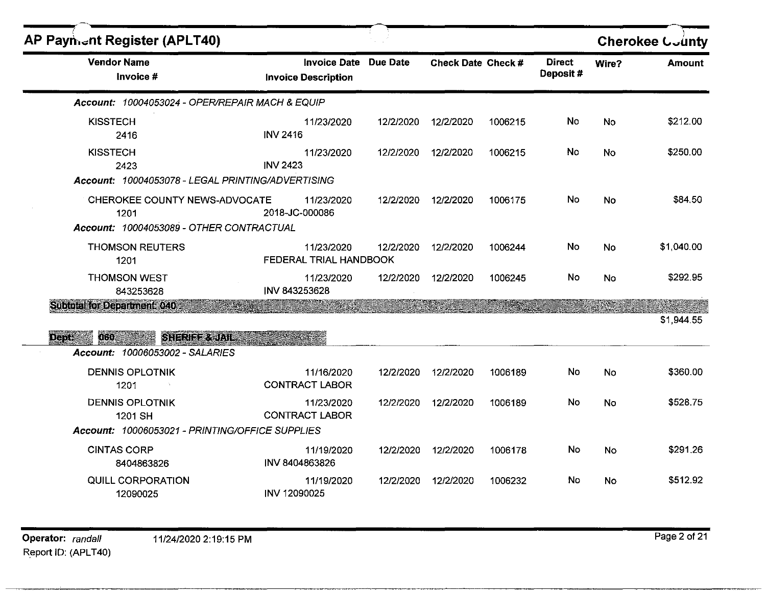## AP Payment Register (APLT40)

**Cherokee County**

| Vendor Name / Invoice # | Invoice Date / Invoice Description | Due Date | Check Date | Check # | Direct Deposit # | Wire? | Amount |
|---|---|---|---|---|---|---|---|
| ***Account: 10004053024 - OPER/REPAIR MACH & EQUIP*** | | | | | | | |
| KISSTECH<br>2416 | 11/23/2020<br>INV 2416 | 12/2/2020 | 12/2/2020 | 1006215 | No | No | $212.00 |
| KISSTECH<br>2423 | 11/23/2020<br>INV 2423 | 12/2/2020 | 12/2/2020 | 1006215 | No | No | $250.00 |
| ***Account: 10004053078 - LEGAL PRINTING/ADVERTISING*** | | | | | | | |
| CHEROKEE COUNTY NEWS-ADVOCATE<br>1201 | 11/23/2020<br>2018-JC-000086 | 12/2/2020 | 12/2/2020 | 1006175 | No | No | $84.50 |
| ***Account: 10004053089 - OTHER CONTRACTUAL*** | | | | | | | |
| THOMSON REUTERS<br>1201 | 11/23/2020<br>FEDERAL TRIAL HANDBOOK | 12/2/2020 | 12/2/2020 | 1006244 | No | No | $1,040.00 |
| THOMSON WEST<br>843253628 | 11/23/2020<br>INV 843253628 | 12/2/2020 | 12/2/2020 | 1006245 | No | No | $292.95 |
| **Subtotal for Department: 040** | | | | | | | $1,944.55 |

**Dept: 060 SHERIFF & JAIL**

| Vendor Name / Invoice # | Invoice Date / Invoice Description | Due Date | Check Date | Check # | Direct Deposit # | Wire? | Amount |
|---|---|---|---|---|---|---|---|
| ***Account: 10006053002 - SALARIES*** | | | | | | | |
| DENNIS OPLOTNIK<br>1201 | 11/16/2020<br>CONTRACT LABOR | 12/2/2020 | 12/2/2020 | 1006189 | No | No | $360.00 |
| DENNIS OPLOTNIK<br>1201 SH | 11/23/2020<br>CONTRACT LABOR | 12/2/2020 | 12/2/2020 | 1006189 | No | No | $528.75 |
| ***Account: 10006053021 - PRINTING/OFFICE SUPPLIES*** | | | | | | | |
| CINTAS CORP<br>8404863826 | 11/19/2020<br>INV 8404863826 | 12/2/2020 | 12/2/2020 | 1006178 | No | No | $291.26 |
| QUILL CORPORATION<br>12090025 | 11/19/2020<br>INV 12090025 | 12/2/2020 | 12/2/2020 | 1006232 | No | No | $512.92 |

Operator: *randall* 11/24/2020 2:19:15 PM
Report ID: (APLT40)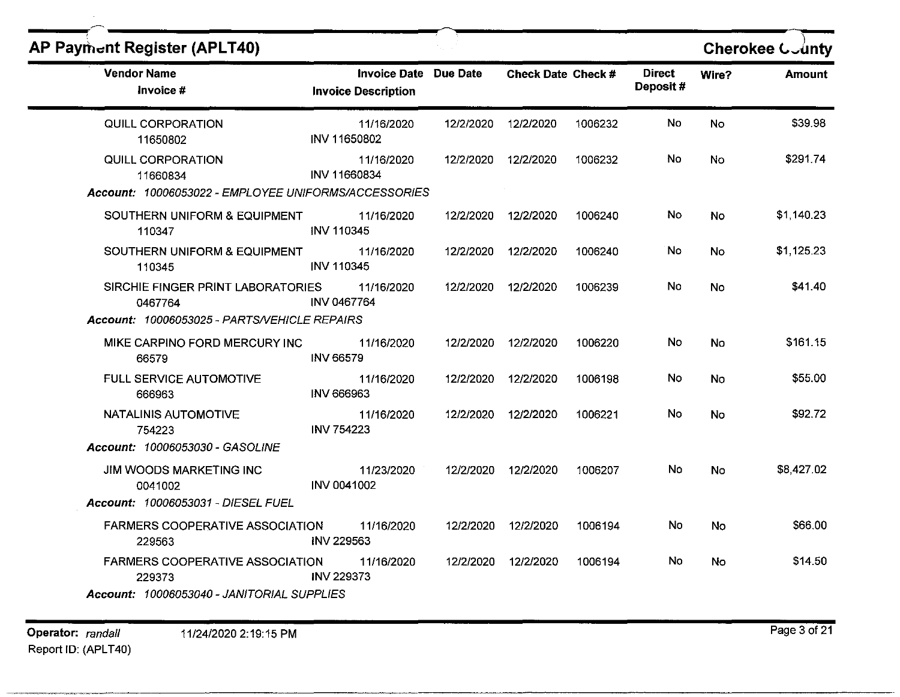## AP Payment Register (APLT40)

**Cherokee County**

| Vendor Name / Invoice # | Invoice Date / Invoice Description | Due Date | Check Date | Check # | Direct Deposit # | Wire? | Amount |
|---|---|---|---|---|---|---|---|
| QUILL CORPORATION<br>11650802 | 11/16/2020<br>INV 11650802 | 12/2/2020 | 12/2/2020 | 1006232 | No | No | $39.98 |
| QUILL CORPORATION<br>11660834 | 11/16/2020<br>INV 11660834 | 12/2/2020 | 12/2/2020 | 1006232 | No | No | $291.74 |
| ***Account:** 10006053022 - EMPLOYEE UNIFORMS/ACCESSORIES* | | | | | | | |
| SOUTHERN UNIFORM & EQUIPMENT<br>110347 | 11/16/2020<br>INV 110345 | 12/2/2020 | 12/2/2020 | 1006240 | No | No | $1,140.23 |
| SOUTHERN UNIFORM & EQUIPMENT<br>110345 | 11/16/2020<br>INV 110345 | 12/2/2020 | 12/2/2020 | 1006240 | No | No | $1,125.23 |
| SIRCHIE FINGER PRINT LABORATORIES<br>0467764 | 11/16/2020<br>INV 0467764 | 12/2/2020 | 12/2/2020 | 1006239 | No | No | $41.40 |
| ***Account:** 10006053025 - PARTS/VEHICLE REPAIRS* | | | | | | | |
| MIKE CARPINO FORD MERCURY INC<br>66579 | 11/16/2020<br>INV 66579 | 12/2/2020 | 12/2/2020 | 1006220 | No | No | $161.15 |
| FULL SERVICE AUTOMOTIVE<br>666963 | 11/16/2020<br>INV 666963 | 12/2/2020 | 12/2/2020 | 1006198 | No | No | $55.00 |
| NATALINIS AUTOMOTIVE<br>754223 | 11/16/2020<br>INV 754223 | 12/2/2020 | 12/2/2020 | 1006221 | No | No | $92.72 |
| ***Account:** 10006053030 - GASOLINE* | | | | | | | |
| JIM WOODS MARKETING INC<br>0041002 | 11/23/2020<br>INV 0041002 | 12/2/2020 | 12/2/2020 | 1006207 | No | No | $8,427.02 |
| ***Account:** 10006053031 - DIESEL FUEL* | | | | | | | |
| FARMERS COOPERATIVE ASSOCIATION<br>229563 | 11/16/2020<br>INV 229563 | 12/2/2020 | 12/2/2020 | 1006194 | No | No | $66.00 |
| FARMERS COOPERATIVE ASSOCIATION<br>229373 | 11/16/2020<br>INV 229373 | 12/2/2020 | 12/2/2020 | 1006194 | No | No | $14.50 |
| ***Account:** 10006053040 - JANITORIAL SUPPLIES* | | | | | | | |

**Operator:** *randall* 11/24/2020 2:19:15 PM
Report ID: (APLT40)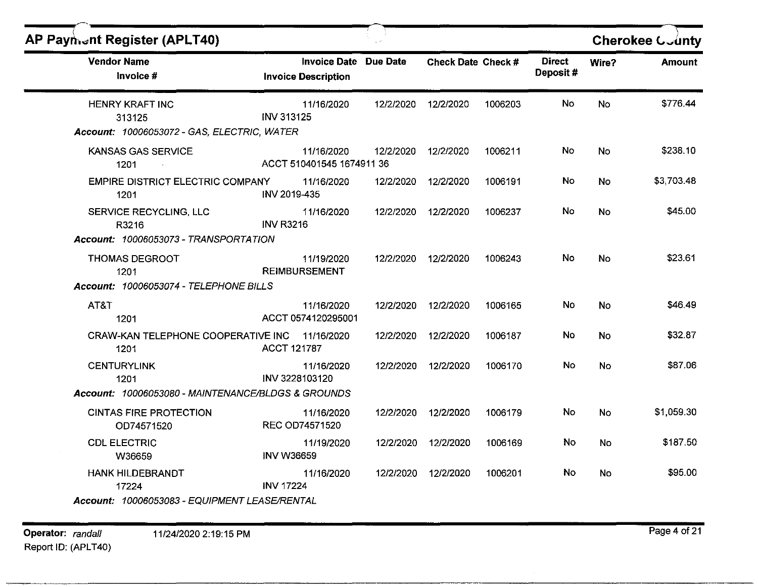## AP Payment Register (APLT40)

**Cherokee County**

| Vendor Name / Invoice # | Invoice Date / Invoice Description | Due Date | Check Date | Check # | Direct Deposit # | Wire? | Amount |
|---|---|---|---|---|---|---|---|
| HENRY KRAFT INC<br>313125 | 11/16/2020<br>INV 313125 | 12/2/2020 | 12/2/2020 | 1006203 | No | No | $776.44 |
| ***Account: 10006053072 - GAS, ELECTRIC, WATER*** | | | | | | | |
| KANSAS GAS SERVICE<br>1201 | 11/16/2020<br>ACCT 510401545 1674911 36 | 12/2/2020 | 12/2/2020 | 1006211 | No | No | $238.10 |
| EMPIRE DISTRICT ELECTRIC COMPANY<br>1201 | 11/16/2020<br>INV 2019-435 | 12/2/2020 | 12/2/2020 | 1006191 | No | No | $3,703.48 |
| SERVICE RECYCLING, LLC<br>R3216 | 11/16/2020<br>INV R3216 | 12/2/2020 | 12/2/2020 | 1006237 | No | No | $45.00 |
| ***Account: 10006053073 - TRANSPORTATION*** | | | | | | | |
| THOMAS DEGROOT<br>1201 | 11/19/2020<br>REIMBURSEMENT | 12/2/2020 | 12/2/2020 | 1006243 | No | No | $23.61 |
| ***Account: 10006053074 - TELEPHONE BILLS*** | | | | | | | |
| AT&T<br>1201 | 11/16/2020<br>ACCT 0574120295001 | 12/2/2020 | 12/2/2020 | 1006165 | No | No | $46.49 |
| CRAW-KAN TELEPHONE COOPERATIVE INC<br>1201 | 11/16/2020<br>ACCT 121787 | 12/2/2020 | 12/2/2020 | 1006187 | No | No | $32.87 |
| CENTURYLINK<br>1201 | 11/16/2020<br>INV 3228103120 | 12/2/2020 | 12/2/2020 | 1006170 | No | No | $87.06 |
| ***Account: 10006053080 - MAINTENANCE/BLDGS & GROUNDS*** | | | | | | | |
| CINTAS FIRE PROTECTION<br>OD74571520 | 11/16/2020<br>REC OD74571520 | 12/2/2020 | 12/2/2020 | 1006179 | No | No | $1,059.30 |
| CDL ELECTRIC<br>W36659 | 11/19/2020<br>INV W36659 | 12/2/2020 | 12/2/2020 | 1006169 | No | No | $187.50 |
| HANK HILDEBRANDT<br>17224 | 11/16/2020<br>INV 17224 | 12/2/2020 | 12/2/2020 | 1006201 | No | No | $95.00 |
| ***Account: 10006053083 - EQUIPMENT LEASE/RENTAL*** | | | | | | | |

**Operator:** *randall* 11/24/2020 2:19:15 PM
Report ID: (APLT40)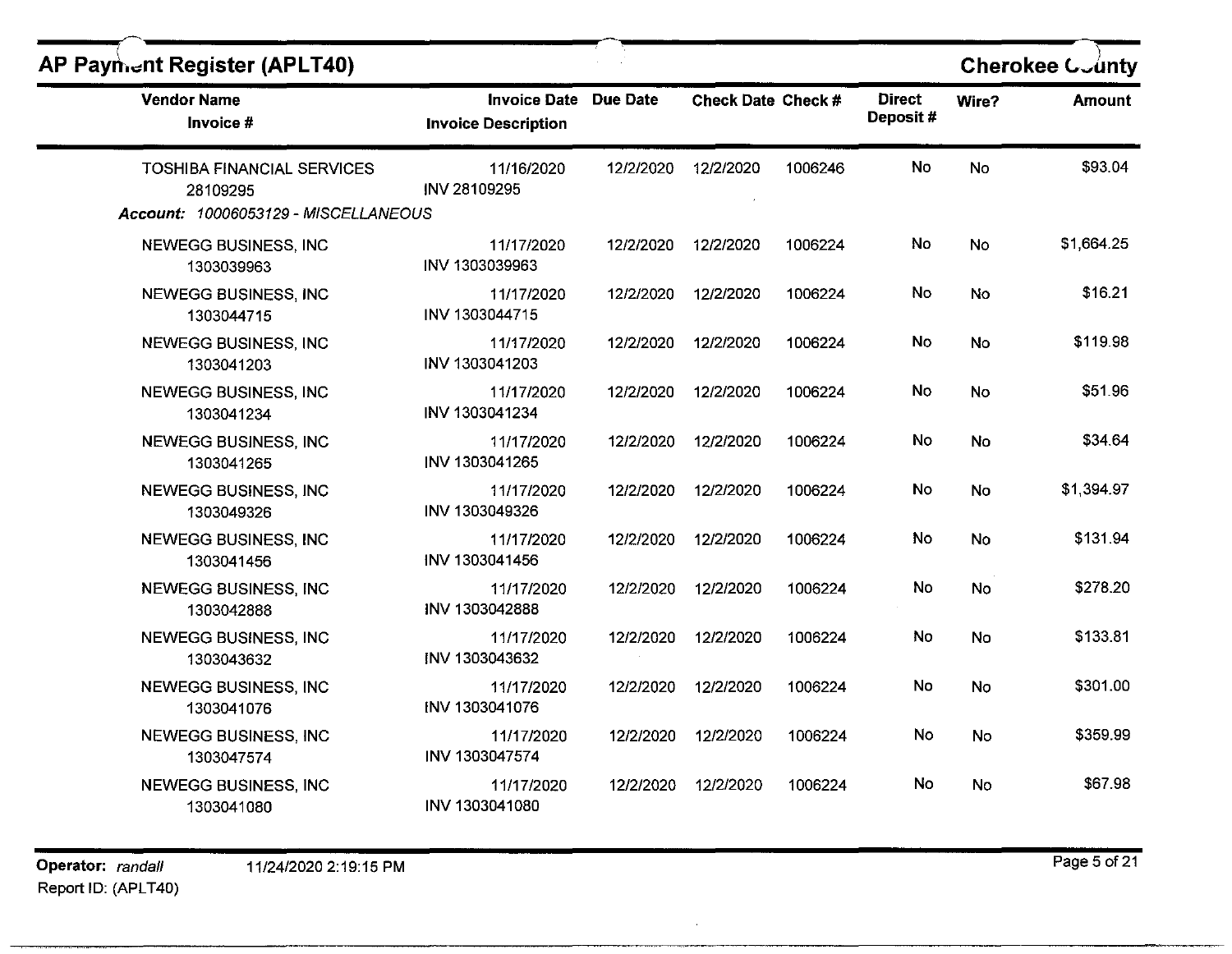| Vendor Name<br>Invoice # | Invoice Date<br>Invoice Description | Due Date | Check Date | Check # | Direct Deposit # | Wire? | Amount |
|---|---|---|---|---|---|---|---|
| TOSHIBA FINANCIAL SERVICES<br>28109295 | 11/16/2020<br>INV 28109295 | 12/2/2020 | 12/2/2020 | 1006246 | No | No | $93.04 |

*Account:* 10006053129 - MISCELLANEOUS

| Vendor Name<br>Invoice # | Invoice Date<br>Invoice Description | Due Date | Check Date | Check # | Direct Deposit # | Wire? | Amount |
|---|---|---|---|---|---|---|---|
| NEWEGG BUSINESS, INC<br>1303039963 | 11/17/2020<br>INV 1303039963 | 12/2/2020 | 12/2/2020 | 1006224 | No | No | $1,664.25 |
| NEWEGG BUSINESS, INC<br>1303044715 | 11/17/2020<br>INV 1303044715 | 12/2/2020 | 12/2/2020 | 1006224 | No | No | $16.21 |
| NEWEGG BUSINESS, INC<br>1303041203 | 11/17/2020<br>INV 1303041203 | 12/2/2020 | 12/2/2020 | 1006224 | No | No | $119.98 |
| NEWEGG BUSINESS, INC<br>1303041234 | 11/17/2020<br>INV 1303041234 | 12/2/2020 | 12/2/2020 | 1006224 | No | No | $51.96 |
| NEWEGG BUSINESS, INC<br>1303041265 | 11/17/2020<br>INV 1303041265 | 12/2/2020 | 12/2/2020 | 1006224 | No | No | $34.64 |
| NEWEGG BUSINESS, INC<br>1303049326 | 11/17/2020<br>INV 1303049326 | 12/2/2020 | 12/2/2020 | 1006224 | No | No | $1,394.97 |
| NEWEGG BUSINESS, INC<br>1303041456 | 11/17/2020<br>INV 1303041456 | 12/2/2020 | 12/2/2020 | 1006224 | No | No | $131.94 |
| NEWEGG BUSINESS, INC<br>1303042888 | 11/17/2020<br>INV 1303042888 | 12/2/2020 | 12/2/2020 | 1006224 | No | No | $278.20 |
| NEWEGG BUSINESS, INC<br>1303043632 | 11/17/2020<br>INV 1303043632 | 12/2/2020 | 12/2/2020 | 1006224 | No | No | $133.81 |
| NEWEGG BUSINESS, INC<br>1303041076 | 11/17/2020<br>INV 1303041076 | 12/2/2020 | 12/2/2020 | 1006224 | No | No | $301.00 |
| NEWEGG BUSINESS, INC<br>1303047574 | 11/17/2020<br>INV 1303047574 | 12/2/2020 | 12/2/2020 | 1006224 | No | No | $359.99 |
| NEWEGG BUSINESS, INC<br>1303041080 | 11/17/2020<br>INV 1303041080 | 12/2/2020 | 12/2/2020 | 1006224 | No | No | $67.98 |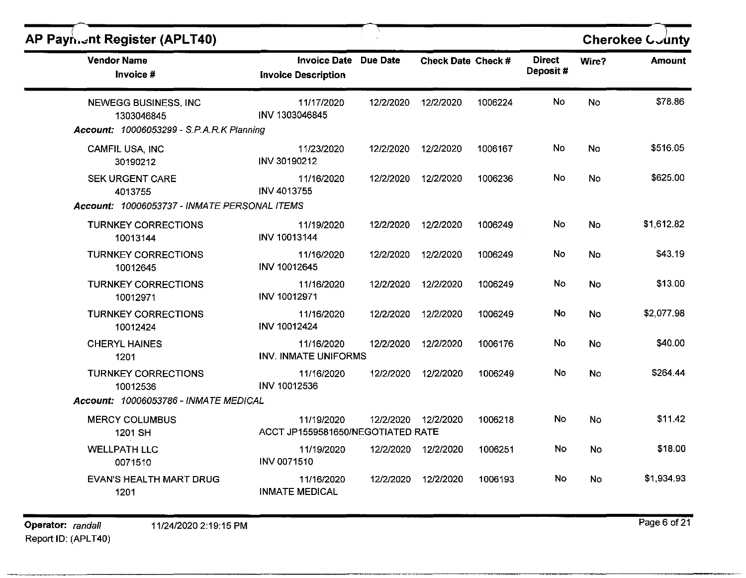| Vendor Name / Invoice # | Invoice Date / Invoice Description | Due Date | Check Date | Check # | Direct Deposit # | Wire? | Amount |
|---|---|---|---|---|---|---|---|
| NEWEGG BUSINESS, INC<br>1303046845 | 11/17/2020<br>INV 1303046845 | 12/2/2020 | 12/2/2020 | 1006224 | No | No | $78.86 |
| ***Account: 10006053299 - S.P.A.R.K Planning*** | | | | | | | |
| CAMFIL USA, INC<br>30190212 | 11/23/2020<br>INV 30190212 | 12/2/2020 | 12/2/2020 | 1006167 | No | No | $516.05 |
| SEK URGENT CARE<br>4013755 | 11/16/2020<br>INV 4013755 | 12/2/2020 | 12/2/2020 | 1006236 | No | No | $625.00 |
| ***Account: 10006053737 - INMATE PERSONAL ITEMS*** | | | | | | | |
| TURNKEY CORRECTIONS<br>10013144 | 11/19/2020<br>INV 10013144 | 12/2/2020 | 12/2/2020 | 1006249 | No | No | $1,612.82 |
| TURNKEY CORRECTIONS<br>10012645 | 11/16/2020<br>INV 10012645 | 12/2/2020 | 12/2/2020 | 1006249 | No | No | $43.19 |
| TURNKEY CORRECTIONS<br>10012971 | 11/16/2020<br>INV 10012971 | 12/2/2020 | 12/2/2020 | 1006249 | No | No | $13.00 |
| TURNKEY CORRECTIONS<br>10012424 | 11/16/2020<br>INV 10012424 | 12/2/2020 | 12/2/2020 | 1006249 | No | No | $2,077.98 |
| CHERYL HAINES<br>1201 | 11/16/2020<br>INV. INMATE UNIFORMS | 12/2/2020 | 12/2/2020 | 1006176 | No | No | $40.00 |
| TURNKEY CORRECTIONS<br>10012536 | 11/16/2020<br>INV 10012536 | 12/2/2020 | 12/2/2020 | 1006249 | No | No | $264.44 |
| ***Account: 10006053786 - INMATE MEDICAL*** | | | | | | | |
| MERCY COLUMBUS<br>1201 SH | 11/19/2020<br>ACCT JP1559581650/NEGOTIATED RATE | 12/2/2020 | 12/2/2020 | 1006218 | No | No | $11.42 |
| WELLPATH LLC<br>0071510 | 11/19/2020<br>INV 0071510 | 12/2/2020 | 12/2/2020 | 1006251 | No | No | $18.00 |
| EVAN'S HEALTH MART DRUG<br>1201 | 11/16/2020<br>INMATE MEDICAL | 12/2/2020 | 12/2/2020 | 1006193 | No | No | $1,934.93 |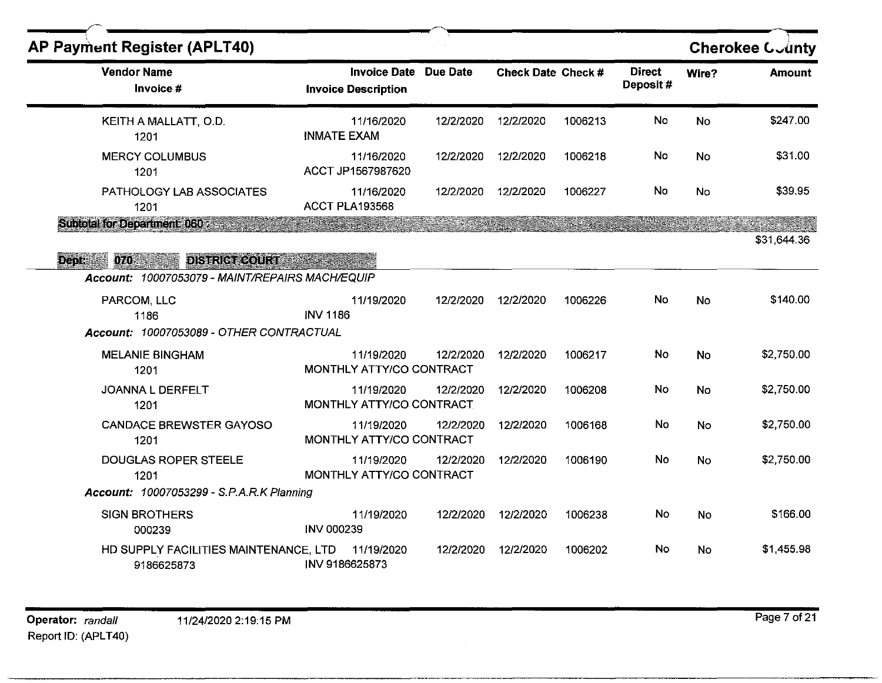## AP Payment Register (APLT40)

**Cherokee County**

| Vendor Name / Invoice # | Invoice Date / Invoice Description | Due Date | Check Date | Check # | Direct Deposit # | Wire? | Amount |
|---|---|---|---|---|---|---|---|
| KEITH A MALLATT, O.D. / 1201 | 11/16/2020 / INMATE EXAM | 12/2/2020 | 12/2/2020 | 1006213 | No | No | $247.00 |
| MERCY COLUMBUS / 1201 | 11/16/2020 / ACCT JP1567987620 | 12/2/2020 | 12/2/2020 | 1006218 | No | No | $31.00 |
| PATHOLOGY LAB ASSOCIATES / 1201 | 11/16/2020 / ACCT PLA193568 | 12/2/2020 | 12/2/2020 | 1006227 | No | No | $39.95 |
| **Subtotal for Department: 060 :** | | | | | | | $31,644.36 |

**Dept: 070 DISTRICT COURT**

*Account: 10007053079 - MAINT/REPAIRS MACH/EQUIP*

| Vendor Name / Invoice # | Invoice Date / Invoice Description | Due Date | Check Date | Check # | Direct Deposit # | Wire? | Amount |
|---|---|---|---|---|---|---|---|
| PARCOM, LLC / 1186 | 11/19/2020 / INV 1186 | 12/2/2020 | 12/2/2020 | 1006226 | No | No | $140.00 |

*Account: 10007053089 - OTHER CONTRACTUAL*

| Vendor Name / Invoice # | Invoice Date / Invoice Description | Due Date | Check Date | Check # | Direct Deposit # | Wire? | Amount |
|---|---|---|---|---|---|---|---|
| MELANIE BINGHAM / 1201 | 11/19/2020 / MONTHLY ATTY/CO CONTRACT | 12/2/2020 | 12/2/2020 | 1006217 | No | No | $2,750.00 |
| JOANNA L DERFELT / 1201 | 11/19/2020 / MONTHLY ATTY/CO CONTRACT | 12/2/2020 | 12/2/2020 | 1006208 | No | No | $2,750.00 |
| CANDACE BREWSTER GAYOSO / 1201 | 11/19/2020 / MONTHLY ATTY/CO CONTRACT | 12/2/2020 | 12/2/2020 | 1006168 | No | No | $2,750.00 |
| DOUGLAS ROPER STEELE / 1201 | 11/19/2020 / MONTHLY ATTY/CO CONTRACT | 12/2/2020 | 12/2/2020 | 1006190 | No | No | $2,750.00 |

*Account: 10007053299 - S.P.A.R.K Planning*

| Vendor Name / Invoice # | Invoice Date / Invoice Description | Due Date | Check Date | Check # | Direct Deposit # | Wire? | Amount |
|---|---|---|---|---|---|---|---|
| SIGN BROTHERS / 000239 | 11/19/2020 / INV 000239 | 12/2/2020 | 12/2/2020 | 1006238 | No | No | $166.00 |
| HD SUPPLY FACILITIES MAINTENANCE, LTD / 9186625873 | 11/19/2020 / INV 9186625873 | 12/2/2020 | 12/2/2020 | 1006202 | No | No | $1,455.98 |

**Operator:** *randall* 11/24/2020 2:19:15 PM
Report ID: (APLT40)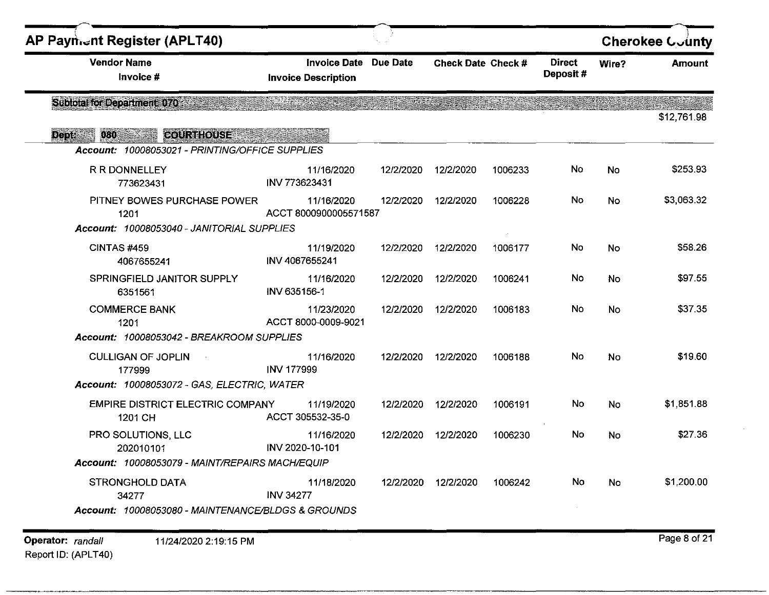| Vendor Name<br>Invoice # | Invoice Date<br>Invoice Description | Due Date | Check Date | Check # | Direct Deposit # | Wire? | Amount |
|---|---|---|---|---|---|---|---|
| **Subtotal for Department 070** | | | | | | | $12,761.98 |
| **Dept: 080 COURTHOUSE** | | | | | | | |
| ***Account: 10008053021 - PRINTING/OFFICE SUPPLIES*** | | | | | | | |
| R R DONNELLEY<br>773623431 | 11/16/2020<br>INV 773623431 | 12/2/2020 | 12/2/2020 | 1006233 | No | No | $253.93 |
| PITNEY BOWES PURCHASE POWER<br>1201 | 11/16/2020<br>ACCT 8000900005571587 | 12/2/2020 | 12/2/2020 | 1006228 | No | No | $3,063.32 |
| ***Account: 10008053040 - JANITORIAL SUPPLIES*** | | | | | | | |
| CINTAS #459<br>4067655241 | 11/19/2020<br>INV 4067655241 | 12/2/2020 | 12/2/2020 | 1006177 | No | No | $58.26 |
| SPRINGFIELD JANITOR SUPPLY<br>6351561 | 11/16/2020<br>INV 635156-1 | 12/2/2020 | 12/2/2020 | 1006241 | No | No | $97.55 |
| COMMERCE BANK<br>1201 | 11/23/2020<br>ACCT 8000-0009-9021 | 12/2/2020 | 12/2/2020 | 1006183 | No | No | $37.35 |
| ***Account: 10008053042 - BREAKROOM SUPPLIES*** | | | | | | | |
| CULLIGAN OF JOPLIN<br>177999 | 11/16/2020<br>INV 177999 | 12/2/2020 | 12/2/2020 | 1006188 | No | No | $19.60 |
| ***Account: 10008053072 - GAS, ELECTRIC, WATER*** | | | | | | | |
| EMPIRE DISTRICT ELECTRIC COMPANY<br>1201 CH | 11/19/2020<br>ACCT 305532-35-0 | 12/2/2020 | 12/2/2020 | 1006191 | No | No | $1,851.88 |
| PRO SOLUTIONS, LLC<br>202010101 | 11/16/2020<br>INV 2020-10-101 | 12/2/2020 | 12/2/2020 | 1006230 | No | No | $27.36 |
| ***Account: 10008053079 - MAINT/REPAIRS MACH/EQUIP*** | | | | | | | |
| STRONGHOLD DATA<br>34277 | 11/18/2020<br>INV 34277 | 12/2/2020 | 12/2/2020 | 1006242 | No | No | $1,200.00 |
| ***Account: 10008053080 - MAINTENANCE/BLDGS & GROUNDS*** | | | | | | | |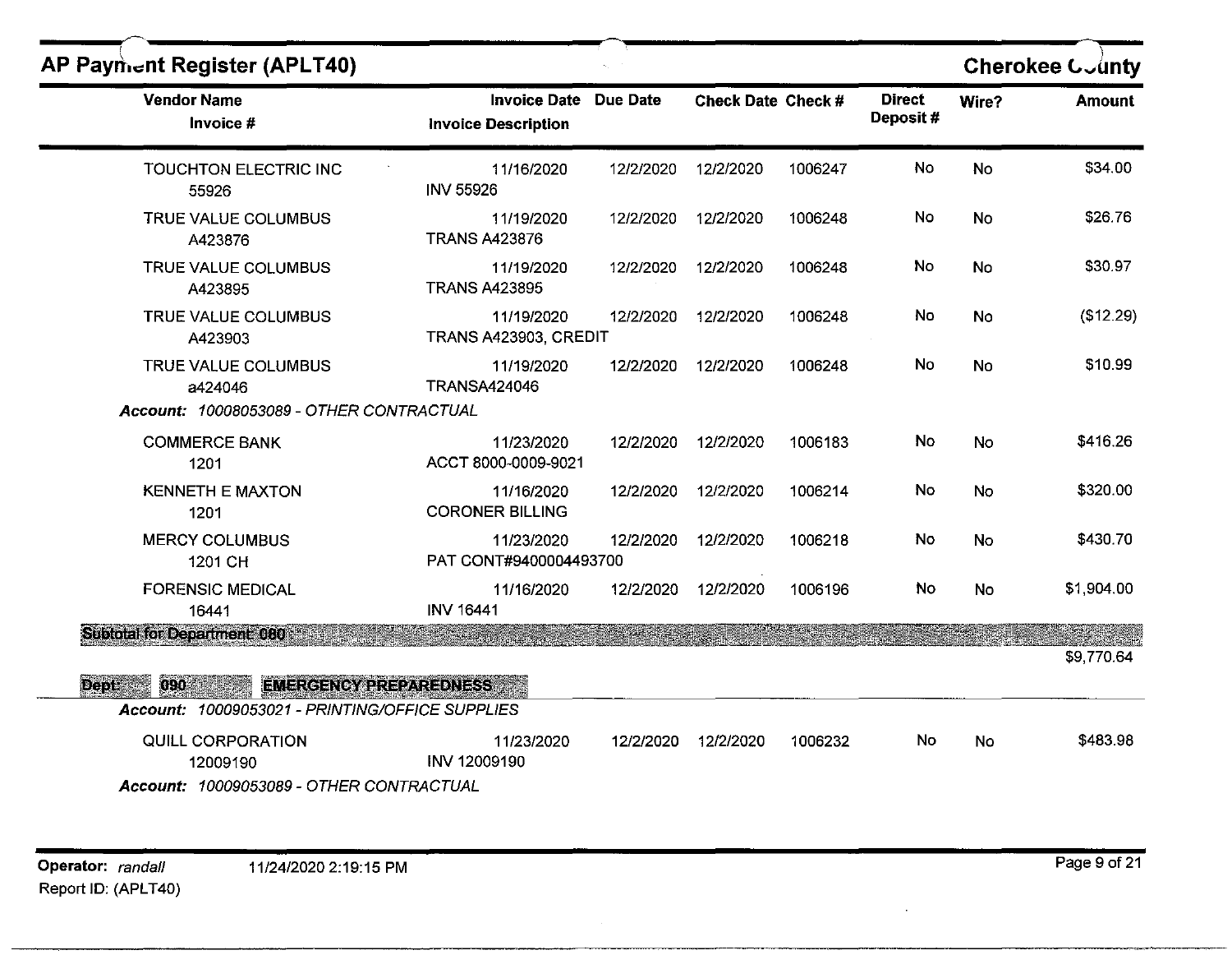## AP Payment Register (APLT40)

**Cherokee County**

| Vendor Name / Invoice # | Invoice Date / Invoice Description | Due Date | Check Date | Check # | Direct Deposit # | Wire? | Amount |
|---|---|---|---|---|---|---|---|
| TOUCHTON ELECTRIC INC<br>55926 | 11/16/2020<br>INV 55926 | 12/2/2020 | 12/2/2020 | 1006247 | No | No | $34.00 |
| TRUE VALUE COLUMBUS<br>A423876 | 11/19/2020<br>TRANS A423876 | 12/2/2020 | 12/2/2020 | 1006248 | No | No | $26.76 |
| TRUE VALUE COLUMBUS<br>A423895 | 11/19/2020<br>TRANS A423895 | 12/2/2020 | 12/2/2020 | 1006248 | No | No | $30.97 |
| TRUE VALUE COLUMBUS<br>A423903 | 11/19/2020<br>TRANS A423903, CREDIT | 12/2/2020 | 12/2/2020 | 1006248 | No | No | ($12.29) |
| TRUE VALUE COLUMBUS<br>a424046 | 11/19/2020<br>TRANSA424046 | 12/2/2020 | 12/2/2020 | 1006248 | No | No | $10.99 |
| ***Account: 10008053089 - OTHER CONTRACTUAL*** | | | | | | | |
| COMMERCE BANK<br>1201 | 11/23/2020<br>ACCT 8000-0009-9021 | 12/2/2020 | 12/2/2020 | 1006183 | No | No | $416.26 |
| KENNETH E MAXTON<br>1201 | 11/16/2020<br>CORONER BILLING | 12/2/2020 | 12/2/2020 | 1006214 | No | No | $320.00 |
| MERCY COLUMBUS<br>1201 CH | 11/23/2020<br>PAT CONT#9400004493700 | 12/2/2020 | 12/2/2020 | 1006218 | No | No | $430.70 |
| FORENSIC MEDICAL<br>16441 | 11/16/2020<br>INV 16441 | 12/2/2020 | 12/2/2020 | 1006196 | No | No | $1,904.00 |
| **Subtotal for Department: 080** | | | | | | | $9,770.64 |

**Dept: 090 EMERGENCY PREPAREDNESS**

| Vendor Name / Invoice # | Invoice Date / Invoice Description | Due Date | Check Date | Check # | Direct Deposit # | Wire? | Amount |
|---|---|---|---|---|---|---|---|
| ***Account: 10009053021 - PRINTING/OFFICE SUPPLIES*** | | | | | | | |
| QUILL CORPORATION<br>12009190 | 11/23/2020<br>INV 12009190 | 12/2/2020 | 12/2/2020 | 1006232 | No | No | $483.98 |
| ***Account: 10009053089 - OTHER CONTRACTUAL*** | | | | | | | |

Operator: *randall* 11/24/2020 2:19:15 PM
Report ID: (APLT40)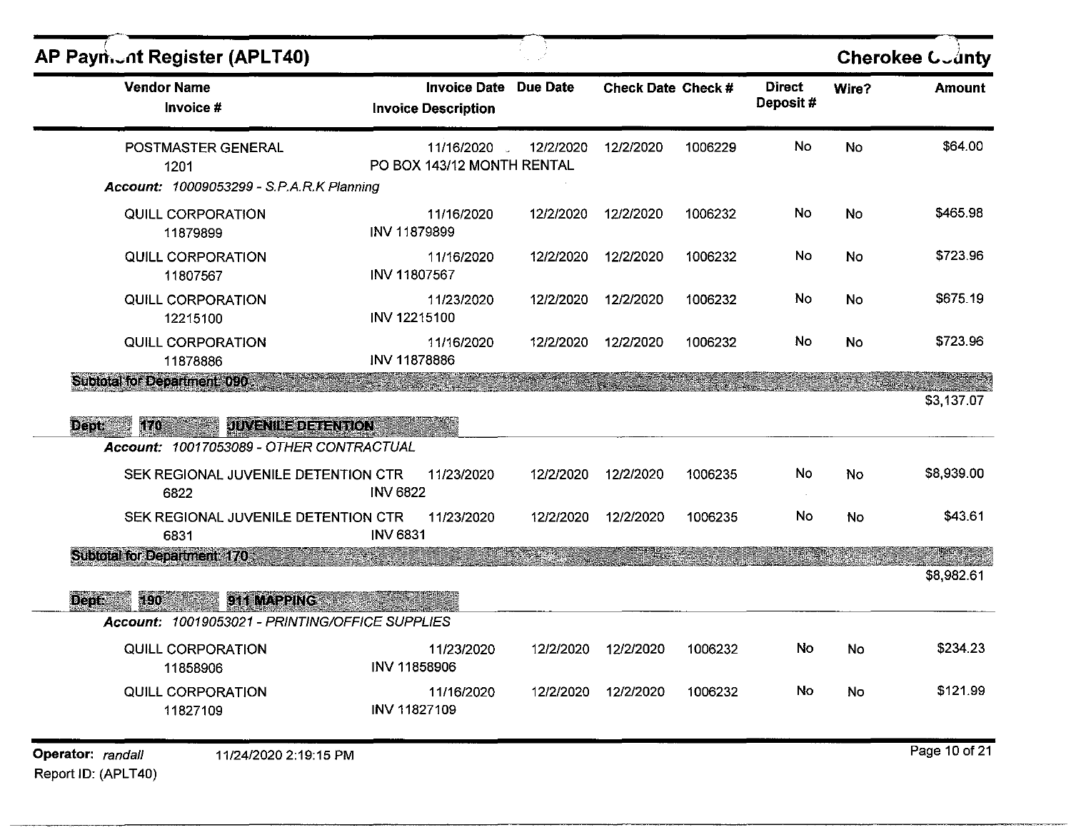## AP Payment Register (APLT40) — Cherokee County

| Vendor Name / Invoice # | Invoice Date / Invoice Description | Due Date | Check Date | Check # | Direct Deposit # | Wire? | Amount |
|---|---|---|---|---|---|---|---|
| POSTMASTER GENERAL<br>1201 | 11/16/2020<br>PO BOX 143/12 MONTH RENTAL | 12/2/2020 | 12/2/2020 | 1006229 | No | No | $64.00 |
| *Account: 10009053299 - S.P.A.R.K Planning* | | | | | | | |
| QUILL CORPORATION<br>11879899 | 11/16/2020<br>INV 11879899 | 12/2/2020 | 12/2/2020 | 1006232 | No | No | $465.98 |
| QUILL CORPORATION<br>11807567 | 11/16/2020<br>INV 11807567 | 12/2/2020 | 12/2/2020 | 1006232 | No | No | $723.96 |
| QUILL CORPORATION<br>12215100 | 11/23/2020<br>INV 12215100 | 12/2/2020 | 12/2/2020 | 1006232 | No | No | $675.19 |
| QUILL CORPORATION<br>11878886 | 11/16/2020<br>INV 11878886 | 12/2/2020 | 12/2/2020 | 1006232 | No | No | $723.96 |
| **Subtotal for Department: 090** | | | | | | | **$3,137.07** |
| **Dept: 170 JUVENILE DETENTION** | | | | | | | |
| *Account: 10017053089 - OTHER CONTRACTUAL* | | | | | | | |
| SEK REGIONAL JUVENILE DETENTION CTR<br>6822 | 11/23/2020<br>INV 6822 | 12/2/2020 | 12/2/2020 | 1006235 | No | No | $8,939.00 |
| SEK REGIONAL JUVENILE DETENTION CTR<br>6831 | 11/23/2020<br>INV 6831 | 12/2/2020 | 12/2/2020 | 1006235 | No | No | $43.61 |
| **Subtotal for Department: 170** | | | | | | | **$8,982.61** |
| **Dept: 190 911 MAPPING** | | | | | | | |
| *Account: 10019053021 - PRINTING/OFFICE SUPPLIES* | | | | | | | |
| QUILL CORPORATION<br>11858906 | 11/23/2020<br>INV 11858906 | 12/2/2020 | 12/2/2020 | 1006232 | No | No | $234.23 |
| QUILL CORPORATION<br>11827109 | 11/16/2020<br>INV 11827109 | 12/2/2020 | 12/2/2020 | 1006232 | No | No | $121.99 |

Operator: *randall* 11/24/2020 2:19:15 PM
Report ID: (APLT40)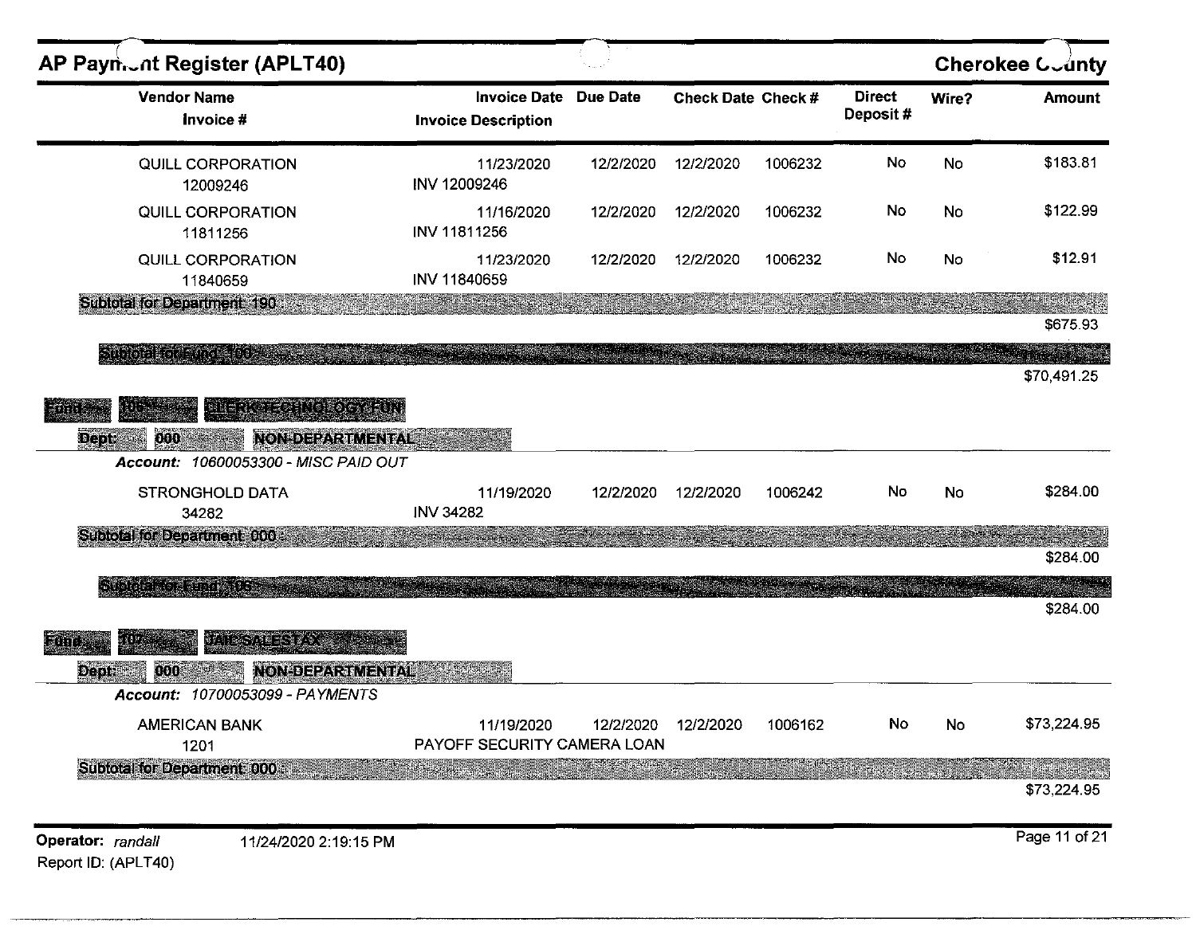## AP Payment Register (APLT40) — Cherokee County

| Vendor Name / Invoice # | Invoice Date / Invoice Description | Due Date | Check Date | Check # | Direct Deposit # | Wire? | Amount |
|---|---|---|---|---|---|---|---|
| QUILL CORPORATION<br>12009246 | 11/23/2020<br>INV 12009246 | 12/2/2020 | 12/2/2020 | 1006232 | No | No | $183.81 |
| QUILL CORPORATION<br>11811256 | 11/16/2020<br>INV 11811256 | 12/2/2020 | 12/2/2020 | 1006232 | No | No | $122.99 |
| QUILL CORPORATION<br>11840659 | 11/23/2020<br>INV 11840659 | 12/2/2020 | 12/2/2020 | 1006232 | No | No | $12.91 |
| **Subtotal for Department: 190 :** | | | | | | | $675.93 |
| **Subtotal for Fund: 100 :** | | | | | | | $70,491.25 |

**Fund** 106 CLERK TECHNOLOGY FUN

**Dept:** 000 NON-DEPARTMENTAL

***Account:*** *10600053300 - MISC PAID OUT*

| Vendor Name / Invoice # | Invoice Date / Invoice Description | Due Date | Check Date | Check # | Direct Deposit # | Wire? | Amount |
|---|---|---|---|---|---|---|---|
| STRONGHOLD DATA<br>34282 | 11/19/2020<br>INV 34282 | 12/2/2020 | 12/2/2020 | 1006242 | No | No | $284.00 |
| **Subtotal for Department: 000 :** | | | | | | | $284.00 |
| **Subtotal for Fund: 106 :** | | | | | | | $284.00 |

**Fund** 107 JAIL SALES TAX

**Dept:** 000 NON-DEPARTMENTAL

***Account:*** *10700053099 - PAYMENTS*

| Vendor Name / Invoice # | Invoice Date / Invoice Description | Due Date | Check Date | Check # | Direct Deposit # | Wire? | Amount |
|---|---|---|---|---|---|---|---|
| AMERICAN BANK<br>1201 | 11/19/2020<br>PAYOFF SECURITY CAMERA LOAN | 12/2/2020 | 12/2/2020 | 1006162 | No | No | $73,224.95 |
| **Subtotal for Department: 000 :** | | | | | | | $73,224.95 |

Operator: randall 11/24/2020 2:19:15 PM
Report ID: (APLT40)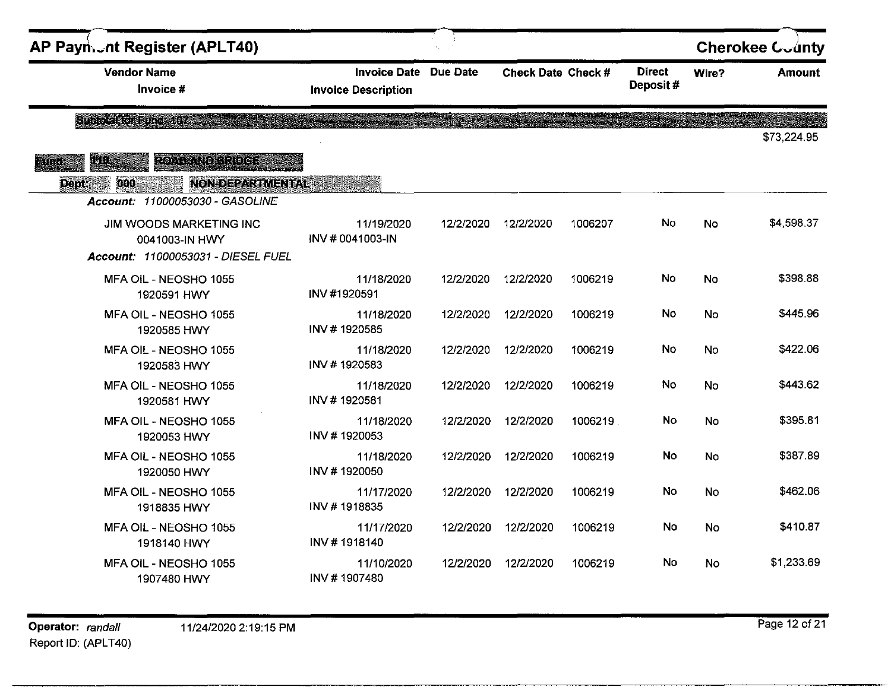## AP Payment Register (APLT40) — Cherokee County

Subtotal for Fund 107 — $73,224.95

**Fund: 110 ROAD AND BRIDGE**

**Dept: 000 NON-DEPARTMENTAL**

| Vendor Name / Invoice # | Invoice Date / Invoice Description | Due Date | Check Date | Check # | Direct Deposit # | Wire? | Amount |
|---|---|---|---|---|---|---|---|
| ***Account: 11000053030 - GASOLINE*** | | | | | | | |
| JIM WOODS MARKETING INC<br>0041003-IN HWY | 11/19/2020<br>INV # 0041003-IN | 12/2/2020 | 12/2/2020 | 1006207 | No | No | $4,598.37 |
| ***Account: 11000053031 - DIESEL FUEL*** | | | | | | | |
| MFA OIL - NEOSHO 1055<br>1920591 HWY | 11/18/2020<br>INV #1920591 | 12/2/2020 | 12/2/2020 | 1006219 | No | No | $398.88 |
| MFA OIL - NEOSHO 1055<br>1920585 HWY | 11/18/2020<br>INV # 1920585 | 12/2/2020 | 12/2/2020 | 1006219 | No | No | $445.96 |
| MFA OIL - NEOSHO 1055<br>1920583 HWY | 11/18/2020<br>INV # 1920583 | 12/2/2020 | 12/2/2020 | 1006219 | No | No | $422.06 |
| MFA OIL - NEOSHO 1055<br>1920581 HWY | 11/18/2020<br>INV # 1920581 | 12/2/2020 | 12/2/2020 | 1006219 | No | No | $443.62 |
| MFA OIL - NEOSHO 1055<br>1920053 HWY | 11/18/2020<br>INV # 1920053 | 12/2/2020 | 12/2/2020 | 1006219 | No | No | $395.81 |
| MFA OIL - NEOSHO 1055<br>1920050 HWY | 11/18/2020<br>INV # 1920050 | 12/2/2020 | 12/2/2020 | 1006219 | No | No | $387.89 |
| MFA OIL - NEOSHO 1055<br>1918835 HWY | 11/17/2020<br>INV # 1918835 | 12/2/2020 | 12/2/2020 | 1006219 | No | No | $462.06 |
| MFA OIL - NEOSHO 1055<br>1918140 HWY | 11/17/2020<br>INV # 1918140 | 12/2/2020 | 12/2/2020 | 1006219 | No | No | $410.87 |
| MFA OIL - NEOSHO 1055<br>1907480 HWY | 11/10/2020<br>INV # 1907480 | 12/2/2020 | 12/2/2020 | 1006219 | No | No | $1,233.69 |

Operator: *randall* 11/24/2020 2:19:15 PM
Report ID: (APLT40)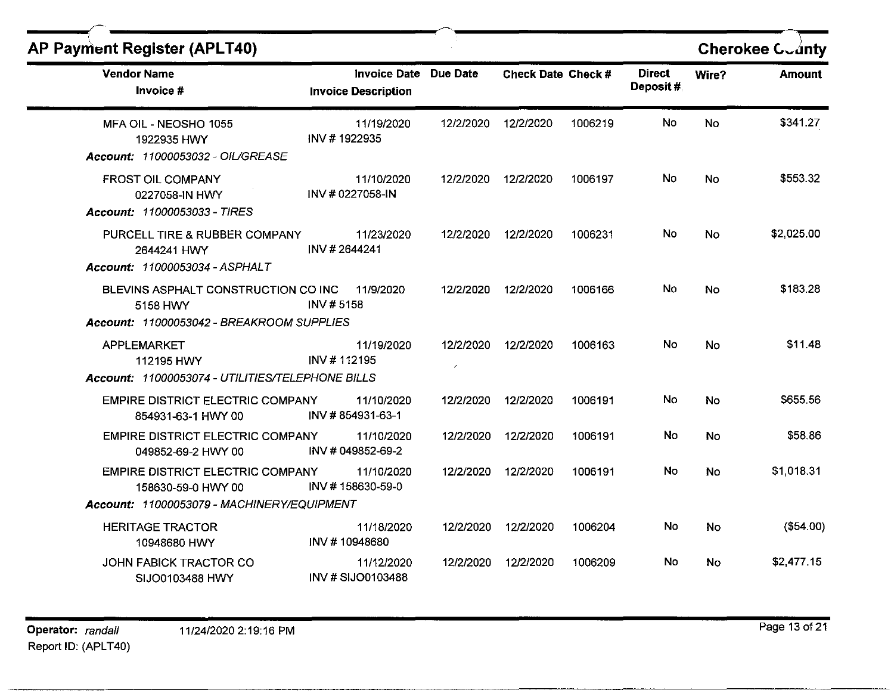## AP Payment Register (APLT40)

**Cherokee County**

| Vendor Name / Invoice # | Invoice Date / Invoice Description | Due Date | Check Date | Check # | Direct Deposit # | Wire? | Amount |
|---|---|---|---|---|---|---|---|
| MFA OIL - NEOSHO 1055<br>1922935 HWY | 11/19/2020<br>INV # 1922935 | 12/2/2020 | 12/2/2020 | 1006219 | No | No | $341.27 |
| ***Account: 11000053032 - OIL/GREASE*** | | | | | | | |
| FROST OIL COMPANY<br>0227058-IN HWY | 11/10/2020<br>INV # 0227058-IN | 12/2/2020 | 12/2/2020 | 1006197 | No | No | $553.32 |
| ***Account: 11000053033 - TIRES*** | | | | | | | |
| PURCELL TIRE & RUBBER COMPANY<br>2644241 HWY | 11/23/2020<br>INV # 2644241 | 12/2/2020 | 12/2/2020 | 1006231 | No | No | $2,025.00 |
| ***Account: 11000053034 - ASPHALT*** | | | | | | | |
| BLEVINS ASPHALT CONSTRUCTION CO INC<br>5158 HWY | 11/9/2020<br>INV # 5158 | 12/2/2020 | 12/2/2020 | 1006166 | No | No | $183.28 |
| ***Account: 11000053042 - BREAKROOM SUPPLIES*** | | | | | | | |
| APPLEMARKET<br>112195 HWY | 11/19/2020<br>INV # 112195 | 12/2/2020 | 12/2/2020 | 1006163 | No | No | $11.48 |
| ***Account: 11000053074 - UTILITIES/TELEPHONE BILLS*** | | | | | | | |
| EMPIRE DISTRICT ELECTRIC COMPANY<br>854931-63-1 HWY 00 | 11/10/2020<br>INV # 854931-63-1 | 12/2/2020 | 12/2/2020 | 1006191 | No | No | $655.56 |
| EMPIRE DISTRICT ELECTRIC COMPANY<br>049852-69-2 HWY 00 | 11/10/2020<br>INV # 049852-69-2 | 12/2/2020 | 12/2/2020 | 1006191 | No | No | $58.86 |
| EMPIRE DISTRICT ELECTRIC COMPANY<br>158630-59-0 HWY 00 | 11/10/2020<br>INV # 158630-59-0 | 12/2/2020 | 12/2/2020 | 1006191 | No | No | $1,018.31 |
| ***Account: 11000053079 - MACHINERY/EQUIPMENT*** | | | | | | | |
| HERITAGE TRACTOR<br>10948680 HWY | 11/18/2020<br>INV # 10948680 | 12/2/2020 | 12/2/2020 | 1006204 | No | No | ($54.00) |
| JOHN FABICK TRACTOR CO<br>SIJO0103488 HWY | 11/12/2020<br>INV # SIJO0103488 | 12/2/2020 | 12/2/2020 | 1006209 | No | No | $2,477.15 |

Operator: *randall* 11/24/2020 2:19:16 PM
Report ID: (APLT40)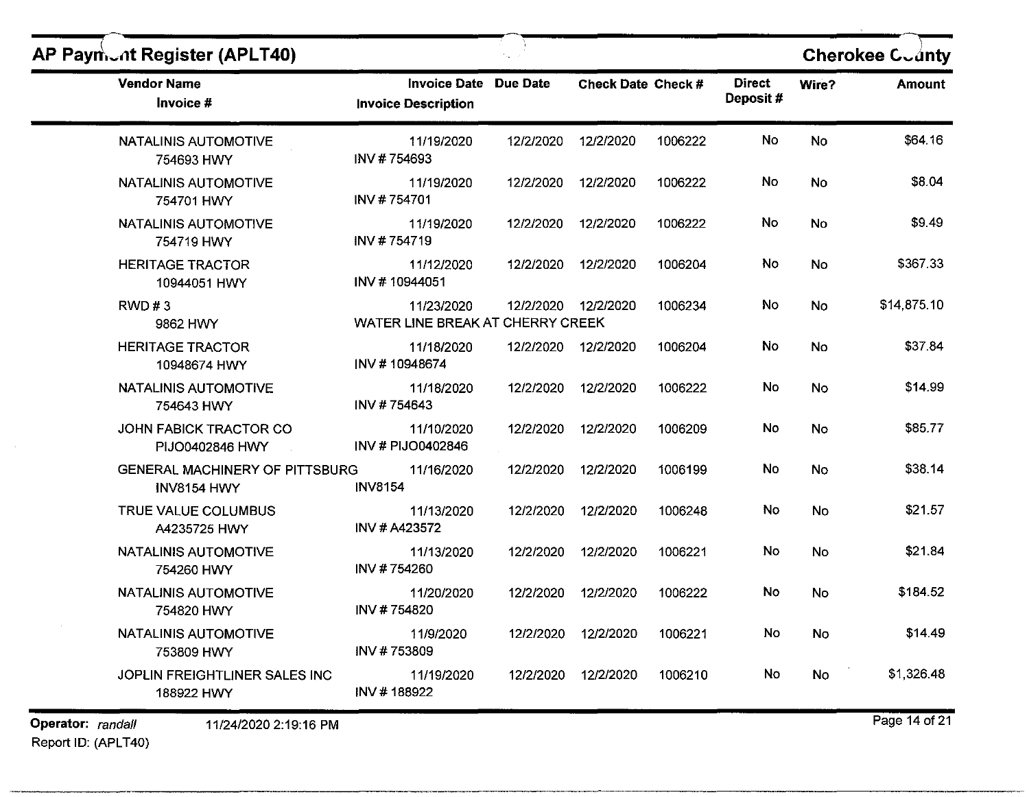## AP Payment Register (APLT40) — Cherokee County

| Vendor Name / Invoice # | Invoice Date / Invoice Description | Due Date | Check Date | Check # | Direct Deposit # | Wire? | Amount |
|---|---|---|---|---|---|---|---|
| NATALINIS AUTOMOTIVE<br>754693 HWY | 11/19/2020<br>INV # 754693 | 12/2/2020 | 12/2/2020 | 1006222 | No | No | $64.16 |
| NATALINIS AUTOMOTIVE<br>754701 HWY | 11/19/2020<br>INV # 754701 | 12/2/2020 | 12/2/2020 | 1006222 | No | No | $8.04 |
| NATALINIS AUTOMOTIVE<br>754719 HWY | 11/19/2020<br>INV # 754719 | 12/2/2020 | 12/2/2020 | 1006222 | No | No | $9.49 |
| HERITAGE TRACTOR<br>10944051 HWY | 11/12/2020<br>INV # 10944051 | 12/2/2020 | 12/2/2020 | 1006204 | No | No | $367.33 |
| RWD # 3<br>9862 HWY | 11/23/2020<br>WATER LINE BREAK AT CHERRY CREEK | 12/2/2020 | 12/2/2020 | 1006234 | No | No | $14,875.10 |
| HERITAGE TRACTOR<br>10948674 HWY | 11/18/2020<br>INV # 10948674 | 12/2/2020 | 12/2/2020 | 1006204 | No | No | $37.84 |
| NATALINIS AUTOMOTIVE<br>754643 HWY | 11/18/2020<br>INV # 754643 | 12/2/2020 | 12/2/2020 | 1006222 | No | No | $14.99 |
| JOHN FABICK TRACTOR CO<br>PIJO0402846 HWY | 11/10/2020<br>INV # PIJO0402846 | 12/2/2020 | 12/2/2020 | 1006209 | No | No | $85.77 |
| GENERAL MACHINERY OF PITTSBURG<br>INV8154 HWY | 11/16/2020<br>INV8154 | 12/2/2020 | 12/2/2020 | 1006199 | No | No | $38.14 |
| TRUE VALUE COLUMBUS<br>A4235725 HWY | 11/13/2020<br>INV # A423572 | 12/2/2020 | 12/2/2020 | 1006248 | No | No | $21.57 |
| NATALINIS AUTOMOTIVE<br>754260 HWY | 11/13/2020<br>INV # 754260 | 12/2/2020 | 12/2/2020 | 1006221 | No | No | $21.84 |
| NATALINIS AUTOMOTIVE<br>754820 HWY | 11/20/2020<br>INV # 754820 | 12/2/2020 | 12/2/2020 | 1006222 | No | No | $184.52 |
| NATALINIS AUTOMOTIVE<br>753809 HWY | 11/9/2020<br>INV # 753809 | 12/2/2020 | 12/2/2020 | 1006221 | No | No | $14.49 |
| JOPLIN FREIGHTLINER SALES INC<br>188922 HWY | 11/19/2020<br>INV # 188922 | 12/2/2020 | 12/2/2020 | 1006210 | No | No | $1,326.48 |

Operator: *randall* 11/24/2020 2:19:16 PM
Report ID: (APLT40)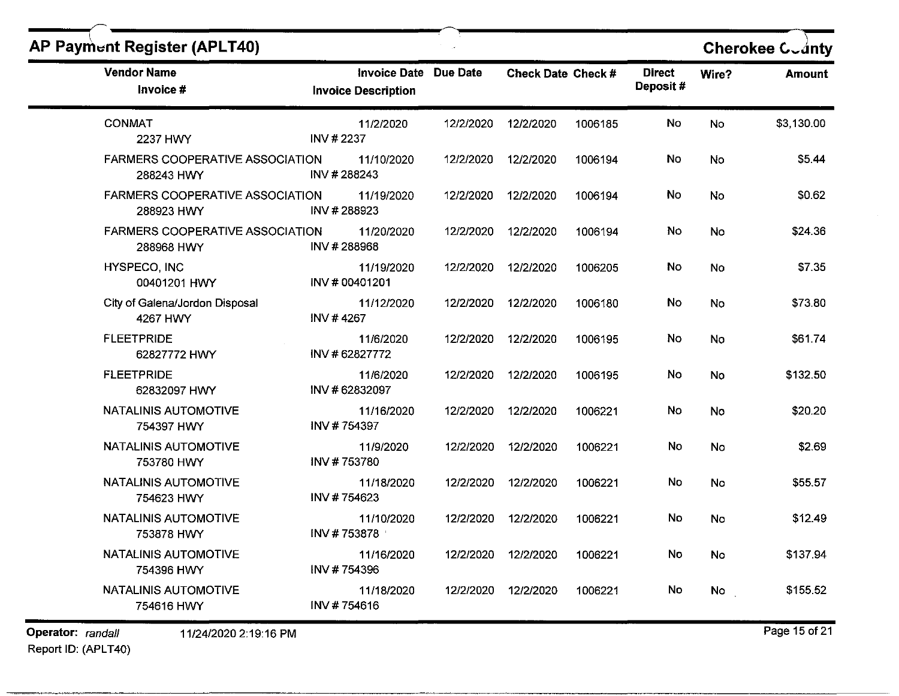## AP Payment Register (APLT40)

**Cherokee County**

| Vendor Name / Invoice # | Invoice Date / Invoice Description | Due Date | Check Date | Check # | Direct Deposit # | Wire? | Amount |
|---|---|---|---|---|---|---|---|
| CONMAT<br>2237 HWY | 11/2/2020<br>INV # 2237 | 12/2/2020 | 12/2/2020 | 1006185 | No | No | $3,130.00 |
| FARMERS COOPERATIVE ASSOCIATION<br>288243 HWY | 11/10/2020<br>INV # 288243 | 12/2/2020 | 12/2/2020 | 1006194 | No | No | $5.44 |
| FARMERS COOPERATIVE ASSOCIATION<br>288923 HWY | 11/19/2020<br>INV # 288923 | 12/2/2020 | 12/2/2020 | 1006194 | No | No | $0.62 |
| FARMERS COOPERATIVE ASSOCIATION<br>288968 HWY | 11/20/2020<br>INV # 288968 | 12/2/2020 | 12/2/2020 | 1006194 | No | No | $24.36 |
| HYSPECO, INC<br>00401201 HWY | 11/19/2020<br>INV # 00401201 | 12/2/2020 | 12/2/2020 | 1006205 | No | No | $7.35 |
| City of Galena/Jordon Disposal<br>4267 HWY | 11/12/2020<br>INV # 4267 | 12/2/2020 | 12/2/2020 | 1006180 | No | No | $73.80 |
| FLEETPRIDE<br>62827772 HWY | 11/6/2020<br>INV # 62827772 | 12/2/2020 | 12/2/2020 | 1006195 | No | No | $61.74 |
| FLEETPRIDE<br>62832097 HWY | 11/6/2020<br>INV # 62832097 | 12/2/2020 | 12/2/2020 | 1006195 | No | No | $132.50 |
| NATALINIS AUTOMOTIVE<br>754397 HWY | 11/16/2020<br>INV # 754397 | 12/2/2020 | 12/2/2020 | 1006221 | No | No | $20.20 |
| NATALINIS AUTOMOTIVE<br>753780 HWY | 11/9/2020<br>INV # 753780 | 12/2/2020 | 12/2/2020 | 1006221 | No | No | $2.69 |
| NATALINIS AUTOMOTIVE<br>754623 HWY | 11/18/2020<br>INV # 754623 | 12/2/2020 | 12/2/2020 | 1006221 | No | No | $55.57 |
| NATALINIS AUTOMOTIVE<br>753878 HWY | 11/10/2020<br>INV # 753878 | 12/2/2020 | 12/2/2020 | 1006221 | No | No | $12.49 |
| NATALINIS AUTOMOTIVE<br>754396 HWY | 11/16/2020<br>INV # 754396 | 12/2/2020 | 12/2/2020 | 1006221 | No | No | $137.94 |
| NATALINIS AUTOMOTIVE<br>754616 HWY | 11/18/2020<br>INV # 754616 | 12/2/2020 | 12/2/2020 | 1006221 | No | No | $155.52 |

Operator: *randall* 11/24/2020 2:19:16 PM
Report ID: (APLT40)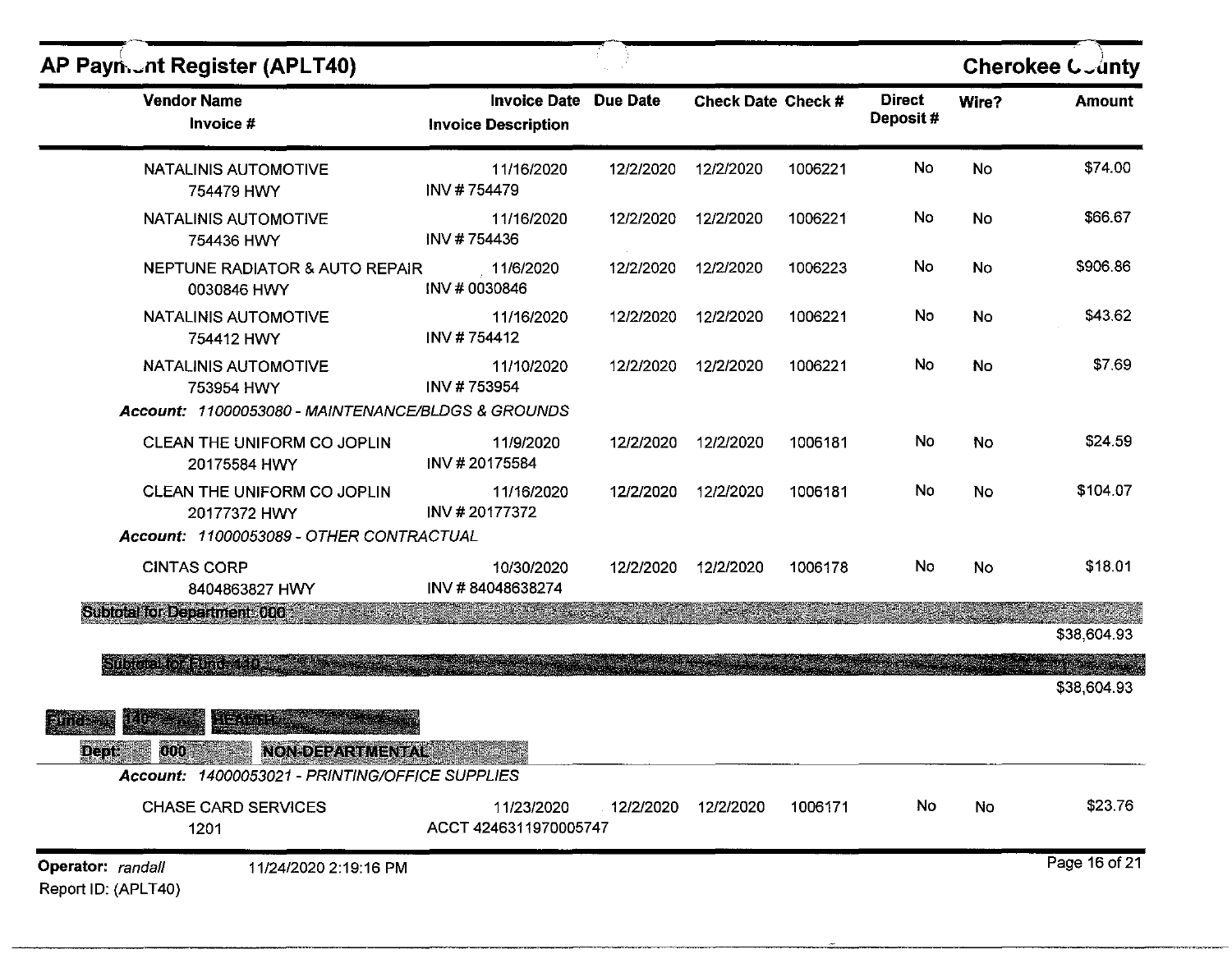## AP Payment Register (APLT40)

**Cherokee County**

| Vendor Name / Invoice # | Invoice Date / Invoice Description | Due Date | Check Date | Check # | Direct Deposit # | Wire? | Amount |
|---|---|---|---|---|---|---|---|
| NATALINIS AUTOMOTIVE<br>754479 HWY | 11/16/2020<br>INV # 754479 | 12/2/2020 | 12/2/2020 | 1006221 | No | No | $74.00 |
| NATALINIS AUTOMOTIVE<br>754436 HWY | 11/16/2020<br>INV # 754436 | 12/2/2020 | 12/2/2020 | 1006221 | No | No | $66.67 |
| NEPTUNE RADIATOR & AUTO REPAIR<br>0030846 HWY | 11/6/2020<br>INV # 0030846 | 12/2/2020 | 12/2/2020 | 1006223 | No | No | $906.86 |
| NATALINIS AUTOMOTIVE<br>754412 HWY | 11/16/2020<br>INV # 754412 | 12/2/2020 | 12/2/2020 | 1006221 | No | No | $43.62 |
| NATALINIS AUTOMOTIVE<br>753954 HWY | 11/10/2020<br>INV # 753954 | 12/2/2020 | 12/2/2020 | 1006221 | No | No | $7.69 |
| ***Account: 11000053080 - MAINTENANCE/BLDGS & GROUNDS*** | | | | | | | |
| CLEAN THE UNIFORM CO JOPLIN<br>20175584 HWY | 11/9/2020<br>INV # 20175584 | 12/2/2020 | 12/2/2020 | 1006181 | No | No | $24.59 |
| CLEAN THE UNIFORM CO JOPLIN<br>20177372 HWY | 11/16/2020<br>INV # 20177372 | 12/2/2020 | 12/2/2020 | 1006181 | No | No | $104.07 |
| ***Account: 11000053089 - OTHER CONTRACTUAL*** | | | | | | | |
| CINTAS CORP<br>8404863827 HWY | 10/30/2020<br>INV # 84048638274 | 12/2/2020 | 12/2/2020 | 1006178 | No | No | $18.01 |
| **Subtotal for Department: 000** | | | | | | | $38,604.93 |
| **Subtotal for Fund: 110** | | | | | | | $38,604.93 |

**Fund: 140 HEALTH**

**Dept: 000 NON-DEPARTMENTAL**

| Vendor Name / Invoice # | Invoice Date / Invoice Description | Due Date | Check Date | Check # | Direct Deposit # | Wire? | Amount |
|---|---|---|---|---|---|---|---|
| ***Account: 14000053021 - PRINTING/OFFICE SUPPLIES*** | | | | | | | |
| CHASE CARD SERVICES<br>1201 | 11/23/2020<br>ACCT 4246311970005747 | 12/2/2020 | 12/2/2020 | 1006171 | No | No | $23.76 |

Operator: *randall* 11/24/2020 2:19:16 PM
Report ID: (APLT40)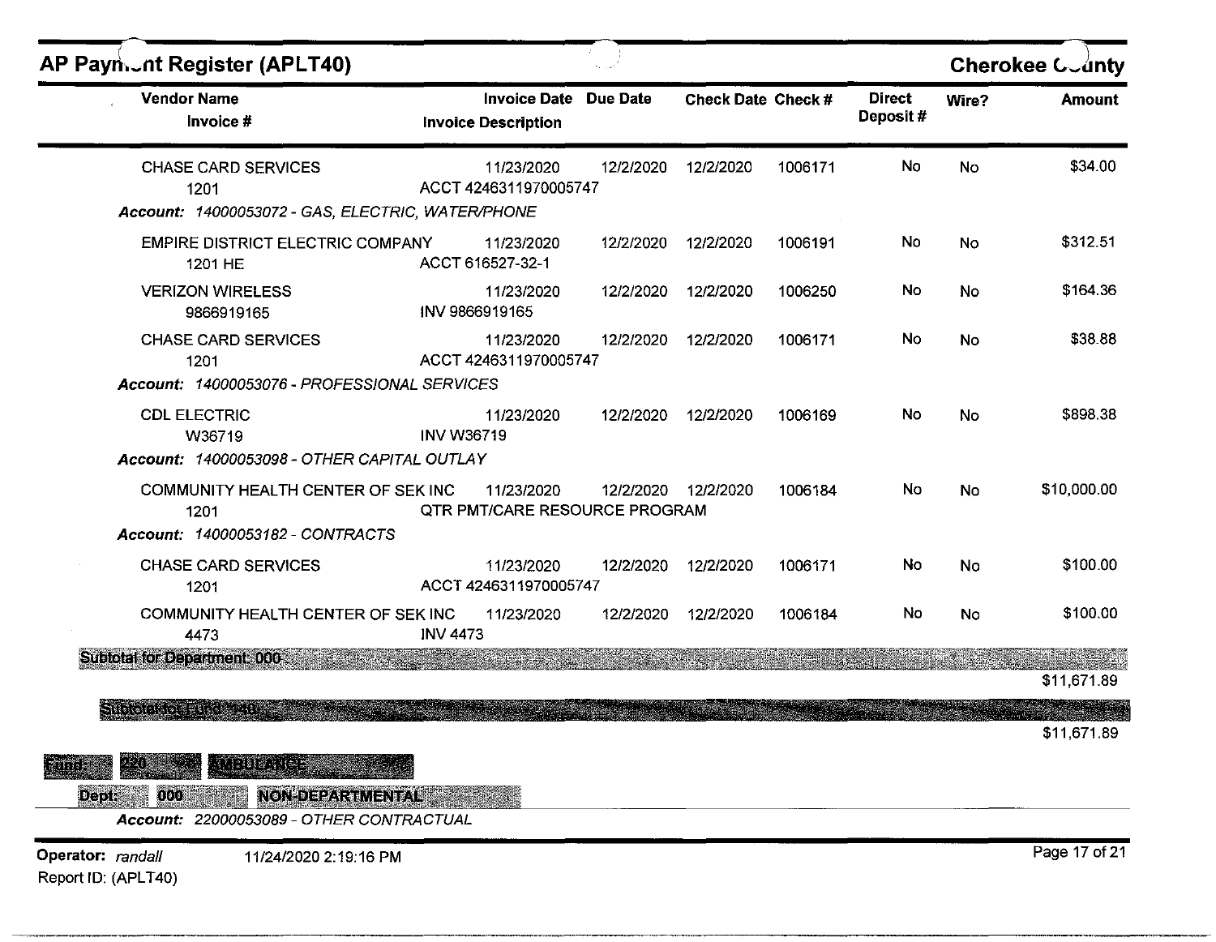# AP Payment Register (APLT40)

**Cherokee County**

| Vendor Name / Invoice # | Invoice Date / Invoice Description | Due Date | Check Date | Check # | Direct Deposit # | Wire? | Amount |
|---|---|---|---|---|---|---|---|
| CHASE CARD SERVICES 1201 | 11/23/2020 ACCT 4246311970005747 | 12/2/2020 | 12/2/2020 | 1006171 | No | No | $34.00 |
| *Account: 14000053072 - GAS, ELECTRIC, WATER/PHONE* | | | | | | | |
| EMPIRE DISTRICT ELECTRIC COMPANY 1201 HE | 11/23/2020 ACCT 616527-32-1 | 12/2/2020 | 12/2/2020 | 1006191 | No | No | $312.51 |
| VERIZON WIRELESS 9866919165 | 11/23/2020 INV 9866919165 | 12/2/2020 | 12/2/2020 | 1006250 | No | No | $164.36 |
| CHASE CARD SERVICES 1201 | 11/23/2020 ACCT 4246311970005747 | 12/2/2020 | 12/2/2020 | 1006171 | No | No | $38.88 |
| *Account: 14000053076 - PROFESSIONAL SERVICES* | | | | | | | |
| CDL ELECTRIC W36719 | 11/23/2020 INV W36719 | 12/2/2020 | 12/2/2020 | 1006169 | No | No | $898.38 |
| *Account: 14000053098 - OTHER CAPITAL OUTLAY* | | | | | | | |
| COMMUNITY HEALTH CENTER OF SEK INC 1201 | 11/23/2020 QTR PMT/CARE RESOURCE PROGRAM | 12/2/2020 | 12/2/2020 | 1006184 | No | No | $10,000.00 |
| *Account: 14000053182 - CONTRACTS* | | | | | | | |
| CHASE CARD SERVICES 1201 | 11/23/2020 ACCT 4246311970005747 | 12/2/2020 | 12/2/2020 | 1006171 | No | No | $100.00 |
| COMMUNITY HEALTH CENTER OF SEK INC 4473 | 11/23/2020 INV 4473 | 12/2/2020 | 12/2/2020 | 1006184 | No | No | $100.00 |
| **Subtotal for Department: 000** | | | | | | | $11,671.89 |
| **Subtotal for Fund: 140** | | | | | | | $11,671.89 |

**Fund: 220 AMBULANCE**

**Dept: 000 NON-DEPARTMENTAL**

*Account: 22000053089 - OTHER CONTRACTUAL*

Operator: randall 11/24/2020 2:19:16 PM

Report ID: (APLT40)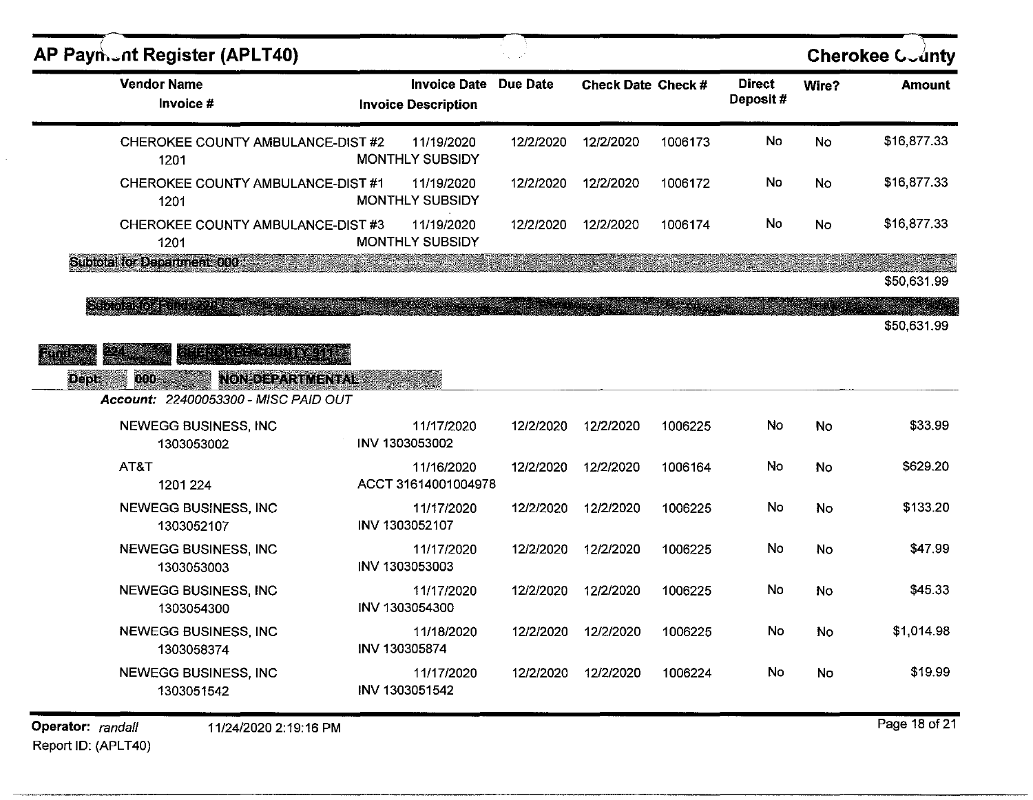| Vendor Name<br>Invoice # | Invoice Date<br>Invoice Description | Due Date | Check Date | Check # | Direct Deposit # | Wire? | Amount |
|---|---|---|---|---|---|---|---|
| CHEROKEE COUNTY AMBULANCE-DIST #2<br>1201 | 11/19/2020<br>MONTHLY SUBSIDY | 12/2/2020 | 12/2/2020 | 1006173 | No | No | $16,877.33 |
| CHEROKEE COUNTY AMBULANCE-DIST #1<br>1201 | 11/19/2020<br>MONTHLY SUBSIDY | 12/2/2020 | 12/2/2020 | 1006172 | No | No | $16,877.33 |
| CHEROKEE COUNTY AMBULANCE-DIST #3<br>1201 | 11/19/2020<br>MONTHLY SUBSIDY | 12/2/2020 | 12/2/2020 | 1006174 | No | No | $16,877.33 |

**Subtotal for Department: 000 :** $50,631.99

**Subtotal for Fund: 220 :** $50,631.99

**Fund: 224 CHEROKEE COUNTY 911**

**Dept: 000 NON-DEPARTMENTAL**

*Account: 22400053300 - MISC PAID OUT*

| Vendor Name<br>Invoice # | Invoice Date<br>Invoice Description | Due Date | Check Date | Check # | Direct Deposit # | Wire? | Amount |
|---|---|---|---|---|---|---|---|
| NEWEGG BUSINESS, INC<br>1303053002 | 11/17/2020<br>INV 1303053002 | 12/2/2020 | 12/2/2020 | 1006225 | No | No | $33.99 |
| AT&T<br>1201 224 | 11/16/2020<br>ACCT 31614001004978 | 12/2/2020 | 12/2/2020 | 1006164 | No | No | $629.20 |
| NEWEGG BUSINESS, INC<br>1303052107 | 11/17/2020<br>INV 1303052107 | 12/2/2020 | 12/2/2020 | 1006225 | No | No | $133.20 |
| NEWEGG BUSINESS, INC<br>1303053003 | 11/17/2020<br>INV 1303053003 | 12/2/2020 | 12/2/2020 | 1006225 | No | No | $47.99 |
| NEWEGG BUSINESS, INC<br>1303054300 | 11/17/2020<br>INV 1303054300 | 12/2/2020 | 12/2/2020 | 1006225 | No | No | $45.33 |
| NEWEGG BUSINESS, INC<br>1303058374 | 11/18/2020<br>INV 130305874 | 12/2/2020 | 12/2/2020 | 1006225 | No | No | $1,014.98 |
| NEWEGG BUSINESS, INC<br>1303051542 | 11/17/2020<br>INV 1303051542 | 12/2/2020 | 12/2/2020 | 1006224 | No | No | $19.99 |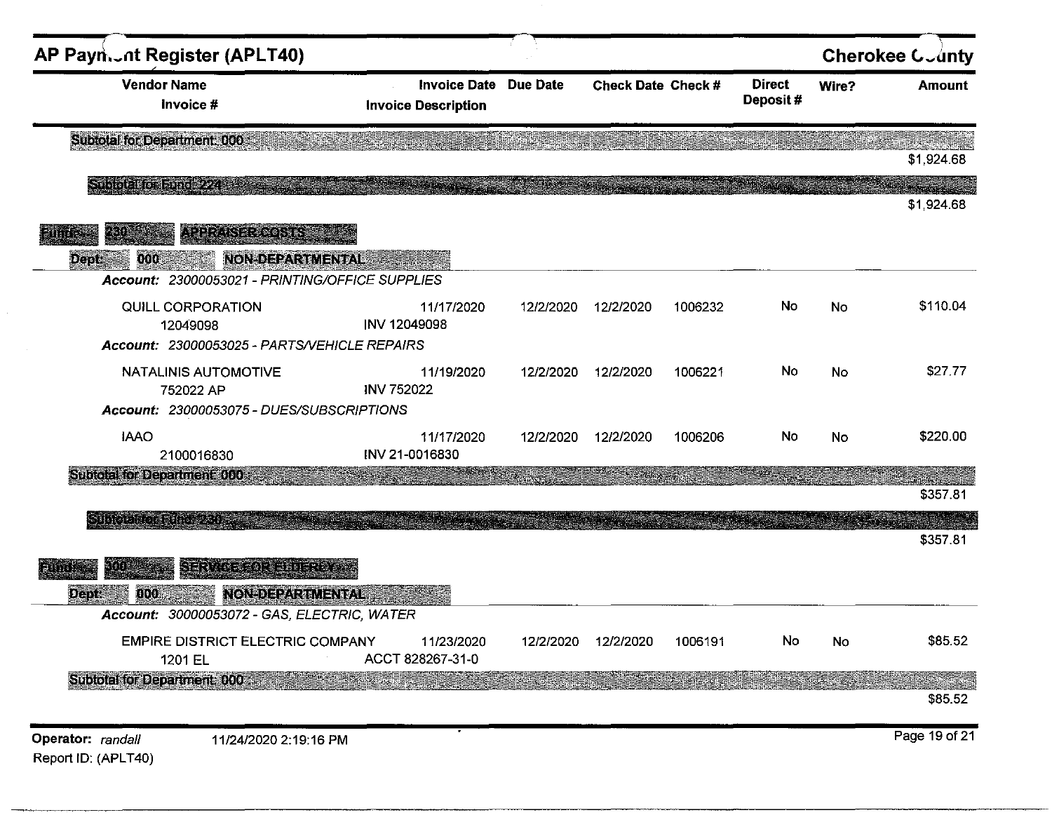| Vendor Name / Invoice # | Invoice Date / Invoice Description | Due Date | Check Date | Check # | Direct Deposit # | Wire? | Amount |
|---|---|---|---|---|---|---|---|
| **Subtotal for Department: 000** | | | | | | | $1,924.68 |
| **Subtotal for Fund: 224** | | | | | | | $1,924.68 |
| **Fund: 230 APPRAISER COSTS** | | | | | | | |
| **Dept: 000 NON-DEPARTMENTAL** | | | | | | | |
| *Account: 23000053021 - PRINTING/OFFICE SUPPLIES* | | | | | | | |
| QUILL CORPORATION<br>12049098 | 11/17/2020<br>INV 12049098 | 12/2/2020 | 12/2/2020 | 1006232 | No | No | $110.04 |
| *Account: 23000053025 - PARTS/VEHICLE REPAIRS* | | | | | | | |
| NATALINIS AUTOMOTIVE<br>752022 AP | 11/19/2020<br>INV 752022 | 12/2/2020 | 12/2/2020 | 1006221 | No | No | $27.77 |
| *Account: 23000053075 - DUES/SUBSCRIPTIONS* | | | | | | | |
| IAAO<br>2100016830 | 11/17/2020<br>INV 21-0016830 | 12/2/2020 | 12/2/2020 | 1006206 | No | No | $220.00 |
| **Subtotal for Department: 000** | | | | | | | $357.81 |
| **Subtotal for Fund: 230** | | | | | | | $357.81 |
| **Fund: 300 SERVICE FOR ELDERLY** | | | | | | | |
| **Dept: 000 NON-DEPARTMENTAL** | | | | | | | |
| *Account: 30000053072 - GAS, ELECTRIC, WATER* | | | | | | | |
| EMPIRE DISTRICT ELECTRIC COMPANY<br>1201 EL | 11/23/2020<br>ACCT 828267-31-0 | 12/2/2020 | 12/2/2020 | 1006191 | No | No | $85.52 |
| **Subtotal for Department: 000** | | | | | | | $85.52 |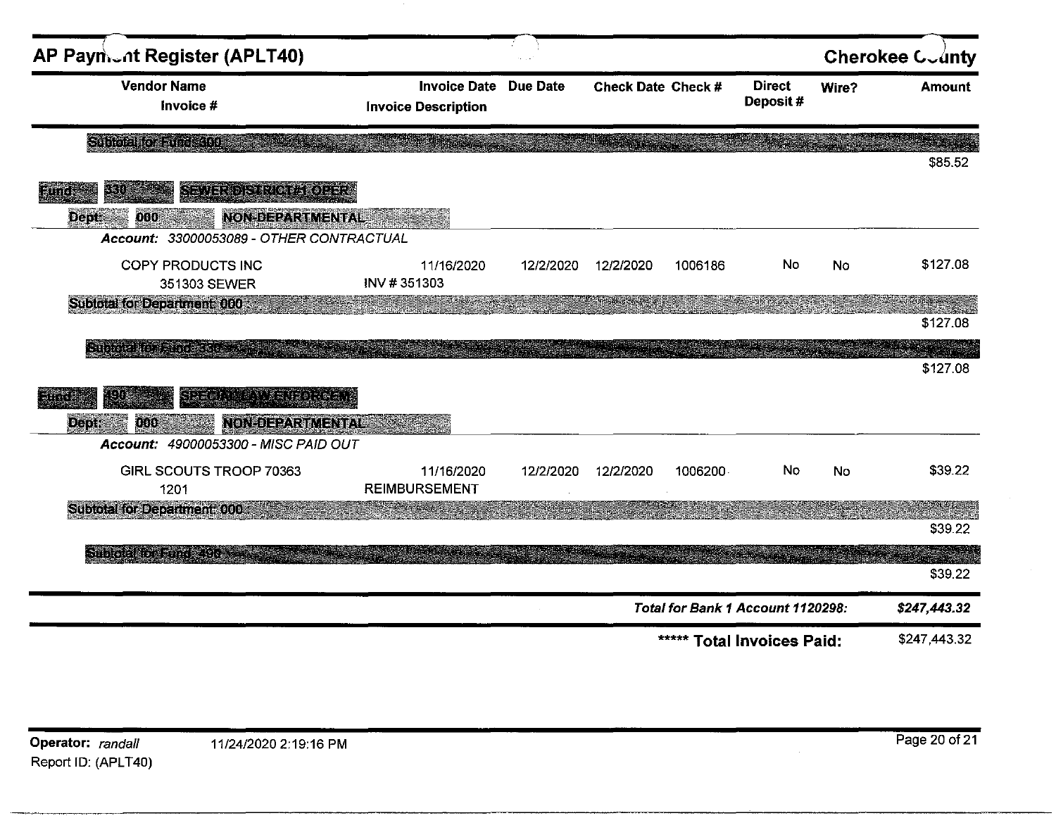## AP Payment Register (APLT40) — Cherokee County

| Vendor Name / Invoice # | Invoice Date / Invoice Description | Due Date | Check Date | Check # | Direct Deposit # | Wire? | Amount |
|---|---|---|---|---|---|---|---|
| **Subtotal for Fund: 300** | | | | | | | $85.52 |
| **Fund: 330 SEWER DISTRICT#1 OPER** | | | | | | | |
| **Dept: 000 NON-DEPARTMENTAL** | | | | | | | |
| *Account: 33000053089 - OTHER CONTRACTUAL* | | | | | | | |
| COPY PRODUCTS INC<br>351303 SEWER | 11/16/2020<br>INV # 351303 | 12/2/2020 | 12/2/2020 | 1006186 | No | No | $127.08 |
| **Subtotal for Department: 000** | | | | | | | $127.08 |
| **Subtotal for Fund: 330** | | | | | | | $127.08 |
| **Fund: 490 SPECIAL LAW ENFORCEM** | | | | | | | |
| **Dept: 000 NON-DEPARTMENTAL** | | | | | | | |
| *Account: 49000053300 - MISC PAID OUT* | | | | | | | |
| GIRL SCOUTS TROOP 70363<br>1201 | 11/16/2020<br>REIMBURSEMENT | 12/2/2020 | 12/2/2020 | 1006200 | No | No | $39.22 |
| **Subtotal for Department: 000** | | | | | | | $39.22 |
| **Subtotal for Fund: 490** | | | | | | | $39.22 |

***Total for Bank 1 Account 1120298:*** ***$247,443.32***

***** **Total Invoices Paid:** $247,443.32

**Operator:** *randall* 11/24/2020 2:19:16 PM
Report ID: (APLT40)